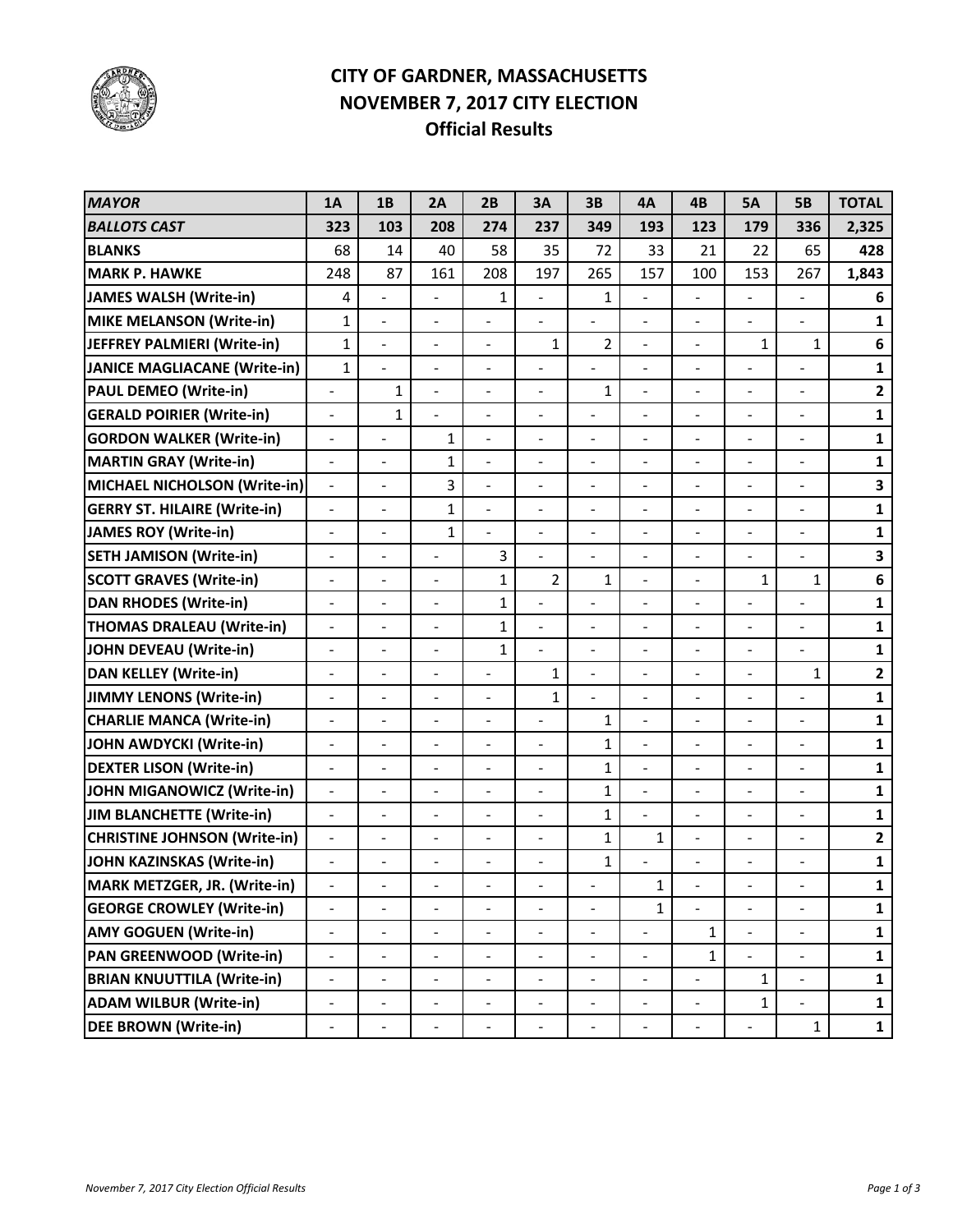# CITY OF GARDNER, MASSACHUSETTS
## NOVEMBER 7, 2017 CITY ELECTION
### Official Results

| *MAYOR* | 1A | 1B | 2A | 2B | 3A | 3B | 4A | 4B | 5A | 5B | TOTAL |
|---|---|---|---|---|---|---|---|---|---|---|---|
| ***BALLOTS CAST*** | **323** | **103** | **208** | **274** | **237** | **349** | **193** | **123** | **179** | **336** | **2,325** |
| **BLANKS** | 68 | 14 | 40 | 58 | 35 | 72 | 33 | 21 | 22 | 65 | **428** |
| **MARK P. HAWKE** | 248 | 87 | 161 | 208 | 197 | 265 | 157 | 100 | 153 | 267 | **1,843** |
| **JAMES WALSH (Write-in)** | 4 | - | - | 1 | - | 1 | - | - | - | - | **6** |
| **MIKE MELANSON (Write-in)** | 1 | - | - | - | - | - | - | - | - | - | **1** |
| **JEFFREY PALMIERI (Write-in)** | 1 | - | - | - | 1 | 2 | - | - | 1 | 1 | **6** |
| **JANICE MAGLIACANE (Write-in)** | 1 | - | - | - | - | - | - | - | - | - | **1** |
| **PAUL DEMEO (Write-in)** | - | 1 | - | - | - | 1 | - | - | - | - | **2** |
| **GERALD POIRIER (Write-in)** | - | 1 | - | - | - | - | - | - | - | - | **1** |
| **GORDON WALKER (Write-in)** | - | - | 1 | - | - | - | - | - | - | - | **1** |
| **MARTIN GRAY (Write-in)** | - | - | 1 | - | - | - | - | - | - | - | **1** |
| **MICHAEL NICHOLSON (Write-in)** | - | - | 3 | - | - | - | - | - | - | - | **3** |
| **GERRY ST. HILAIRE (Write-in)** | - | - | 1 | - | - | - | - | - | - | - | **1** |
| **JAMES ROY (Write-in)** | - | - | 1 | - | - | - | - | - | - | - | **1** |
| **SETH JAMISON (Write-in)** | - | - | - | 3 | - | - | - | - | - | - | **3** |
| **SCOTT GRAVES (Write-in)** | - | - | - | 1 | 2 | 1 | - | - | 1 | 1 | **6** |
| **DAN RHODES (Write-in)** | - | - | - | 1 | - | - | - | - | - | - | **1** |
| **THOMAS DRALEAU (Write-in)** | - | - | - | 1 | - | - | - | - | - | - | **1** |
| **JOHN DEVEAU (Write-in)** | - | - | - | 1 | - | - | - | - | - | - | **1** |
| **DAN KELLEY (Write-in)** | - | - | - | - | 1 | - | - | - | - | 1 | **2** |
| **JIMMY LENONS (Write-in)** | - | - | - | - | 1 | - | - | - | - | - | **1** |
| **CHARLIE MANCA (Write-in)** | - | - | - | - | - | 1 | - | - | - | - | **1** |
| **JOHN AWDYCKI (Write-in)** | - | - | - | - | - | 1 | - | - | - | - | **1** |
| **DEXTER LISON (Write-in)** | - | - | - | - | - | 1 | - | - | - | - | **1** |
| **JOHN MIGANOWICZ (Write-in)** | - | - | - | - | - | 1 | - | - | - | - | **1** |
| **JIM BLANCHETTE (Write-in)** | - | - | - | - | - | 1 | - | - | - | - | **1** |
| **CHRISTINE JOHNSON (Write-in)** | - | - | - | - | - | 1 | 1 | - | - | - | **2** |
| **JOHN KAZINSKAS (Write-in)** | - | - | - | - | - | 1 | - | - | - | - | **1** |
| **MARK METZGER, JR. (Write-in)** | - | - | - | - | - | - | 1 | - | - | - | **1** |
| **GEORGE CROWLEY (Write-in)** | - | - | - | - | - | - | 1 | - | - | - | **1** |
| **AMY GOGUEN (Write-in)** | - | - | - | - | - | - | - | 1 | - | - | **1** |
| **PAN GREENWOOD (Write-in)** | - | - | - | - | - | - | - | 1 | - | - | **1** |
| **BRIAN KNUUTTILA (Write-in)** | - | - | - | - | - | - | - | - | 1 | - | **1** |
| **ADAM WILBUR (Write-in)** | - | - | - | - | - | - | - | - | 1 | - | **1** |
| **DEE BROWN (Write-in)** | - | - | - | - | - | - | - | - | - | 1 | **1** |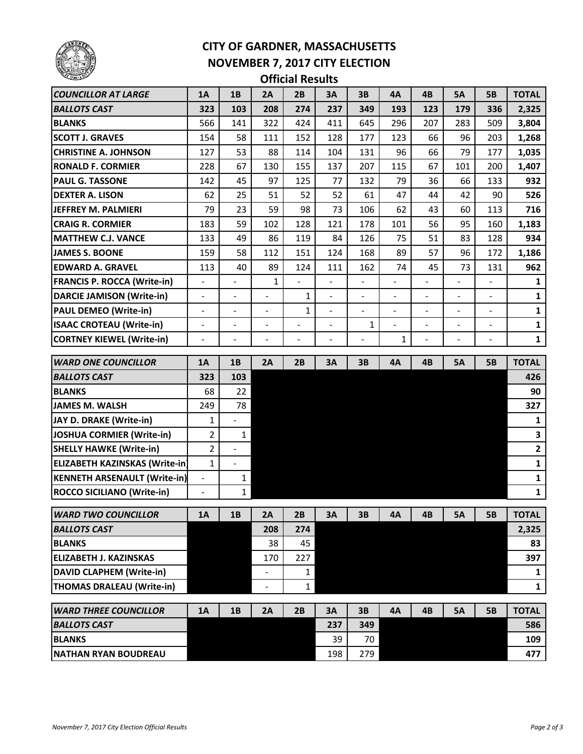# CITY OF GARDNER, MASSACHUSETTS
## NOVEMBER 7, 2017 CITY ELECTION
### Official Results

| ***COUNCILLOR AT LARGE*** | **1A** | **1B** | **2A** | **2B** | **3A** | **3B** | **4A** | **4B** | **5A** | **5B** | **TOTAL** |
|---|---|---|---|---|---|---|---|---|---|---|---|
| ***BALLOTS CAST*** | **323** | **103** | **208** | **274** | **237** | **349** | **193** | **123** | **179** | **336** | **2,325** |
| **BLANKS** | 566 | 141 | 322 | 424 | 411 | 645 | 296 | 207 | 283 | 509 | **3,804** |
| **SCOTT J. GRAVES** | 154 | 58 | 111 | 152 | 128 | 177 | 123 | 66 | 96 | 203 | **1,268** |
| **CHRISTINE A. JOHNSON** | 127 | 53 | 88 | 114 | 104 | 131 | 96 | 66 | 79 | 177 | **1,035** |
| **RONALD F. CORMIER** | 228 | 67 | 130 | 155 | 137 | 207 | 115 | 67 | 101 | 200 | **1,407** |
| **PAUL G. TASSONE** | 142 | 45 | 97 | 125 | 77 | 132 | 79 | 36 | 66 | 133 | **932** |
| **DEXTER A. LISON** | 62 | 25 | 51 | 52 | 52 | 61 | 47 | 44 | 42 | 90 | **526** |
| **JEFFREY M. PALMIERI** | 79 | 23 | 59 | 98 | 73 | 106 | 62 | 43 | 60 | 113 | **716** |
| **CRAIG R. CORMIER** | 183 | 59 | 102 | 128 | 121 | 178 | 101 | 56 | 95 | 160 | **1,183** |
| **MATTHEW C.J. VANCE** | 133 | 49 | 86 | 119 | 84 | 126 | 75 | 51 | 83 | 128 | **934** |
| **JAMES S. BOONE** | 159 | 58 | 112 | 151 | 124 | 168 | 89 | 57 | 96 | 172 | **1,186** |
| **EDWARD A. GRAVEL** | 113 | 40 | 89 | 124 | 111 | 162 | 74 | 45 | 73 | 131 | **962** |
| **FRANCIS P. ROCCA (Write-in)** | - | - | 1 | - | - | - | - | - | - | - | **1** |
| **DARCIE JAMISON (Write-in)** | - | - | - | 1 | - | - | - | - | - | - | **1** |
| **PAUL DEMEO (Write-in)** | - | - | - | 1 | - | - | - | - | - | - | **1** |
| **ISAAC CROTEAU (Write-in)** | - | - | - | - | - | 1 | - | - | - | - | **1** |
| **CORTNEY KIEWEL (Write-in)** | - | - | - | - | - | - | 1 | - | - | - | **1** |

| ***WARD ONE COUNCILLOR*** | **1A** | **1B** | **2A** | **2B** | **3A** | **3B** | **4A** | **4B** | **5A** | **5B** | **TOTAL** |
|---|---|---|---|---|---|---|---|---|---|---|---|
| ***BALLOTS CAST*** | **323** | **103** | | | | | | | | | **426** |
| **BLANKS** | 68 | 22 | | | | | | | | | **90** |
| **JAMES M. WALSH** | 249 | 78 | | | | | | | | | **327** |
| **JAY D. DRAKE (Write-in)** | 1 | - | | | | | | | | | **1** |
| **JOSHUA CORMIER (Write-in)** | 2 | 1 | | | | | | | | | **3** |
| **SHELLY HAWKE (Write-in)** | 2 | - | | | | | | | | | **2** |
| **ELIZABETH KAZINSKAS (Write-in)** | 1 | - | | | | | | | | | **1** |
| **KENNETH ARSENAULT (Write-in)** | - | 1 | | | | | | | | | **1** |
| **ROCCO SICILIANO (Write-in)** | - | 1 | | | | | | | | | **1** |

| ***WARD TWO COUNCILLOR*** | **1A** | **1B** | **2A** | **2B** | **3A** | **3B** | **4A** | **4B** | **5A** | **5B** | **TOTAL** |
|---|---|---|---|---|---|---|---|---|---|---|---|
| ***BALLOTS CAST*** | | | **208** | **274** | | | | | | | **2,325** |
| **BLANKS** | | | 38 | 45 | | | | | | | **83** |
| **ELIZABETH J. KAZINSKAS** | | | 170 | 227 | | | | | | | **397** |
| **DAVID CLAPHEM (Write-in)** | | | - | 1 | | | | | | | **1** |
| **THOMAS DRALEAU (Write-in)** | | | - | 1 | | | | | | | **1** |

| ***WARD THREE COUNCILLOR*** | **1A** | **1B** | **2A** | **2B** | **3A** | **3B** | **4A** | **4B** | **5A** | **5B** | **TOTAL** |
|---|---|---|---|---|---|---|---|---|---|---|---|
| ***BALLOTS CAST*** | | | | | **237** | **349** | | | | | **586** |
| **BLANKS** | | | | | 39 | 70 | | | | | **109** |
| **NATHAN RYAN BOUDREAU** | | | | | 198 | 279 | | | | | **477** |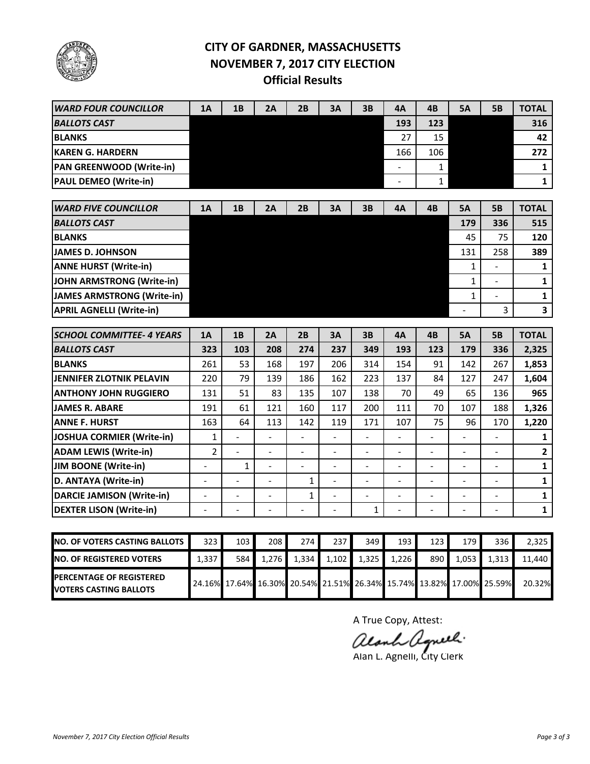# CITY OF GARDNER, MASSACHUSETTS
## NOVEMBER 7, 2017 CITY ELECTION
### Official Results

| *WARD FOUR COUNCILLOR* | 1A | 1B | 2A | 2B | 3A | 3B | 4A | 4B | 5A | 5B | TOTAL |
|---|---|---|---|---|---|---|---|---|---|---|---|
| ***BALLOTS CAST*** | | | | | | | **193** | **123** | | | **316** |
| **BLANKS** | | | | | | | 27 | 15 | | | **42** |
| **KAREN G. HARDERN** | | | | | | | 166 | 106 | | | **272** |
| **PAN GREENWOOD (Write-in)** | | | | | | | - | 1 | | | **1** |
| **PAUL DEMEO (Write-in)** | | | | | | | - | 1 | | | **1** |

| *WARD FIVE COUNCILLOR* | 1A | 1B | 2A | 2B | 3A | 3B | 4A | 4B | 5A | 5B | TOTAL |
|---|---|---|---|---|---|---|---|---|---|---|---|
| ***BALLOTS CAST*** | | | | | | | | | **179** | **336** | **515** |
| **BLANKS** | | | | | | | | | 45 | 75 | **120** |
| **JAMES D. JOHNSON** | | | | | | | | | 131 | 258 | **389** |
| **ANNE HURST (Write-in)** | | | | | | | | | 1 | - | **1** |
| **JOHN ARMSTRONG (Write-in)** | | | | | | | | | 1 | - | **1** |
| **JAMES ARMSTRONG (Write-in)** | | | | | | | | | 1 | - | **1** |
| **APRIL AGNELLI (Write-in)** | | | | | | | | | - | 3 | **3** |

| *SCHOOL COMMITTEE- 4 YEARS* | 1A | 1B | 2A | 2B | 3A | 3B | 4A | 4B | 5A | 5B | TOTAL |
|---|---|---|---|---|---|---|---|---|---|---|---|
| ***BALLOTS CAST*** | **323** | **103** | **208** | **274** | **237** | **349** | **193** | **123** | **179** | **336** | **2,325** |
| **BLANKS** | 261 | 53 | 168 | 197 | 206 | 314 | 154 | 91 | 142 | 267 | **1,853** |
| **JENNIFER ZLOTNIK PELAVIN** | 220 | 79 | 139 | 186 | 162 | 223 | 137 | 84 | 127 | 247 | **1,604** |
| **ANTHONY JOHN RUGGIERO** | 131 | 51 | 83 | 135 | 107 | 138 | 70 | 49 | 65 | 136 | **965** |
| **JAMES R. ABARE** | 191 | 61 | 121 | 160 | 117 | 200 | 111 | 70 | 107 | 188 | **1,326** |
| **ANNE F. HURST** | 163 | 64 | 113 | 142 | 119 | 171 | 107 | 75 | 96 | 170 | **1,220** |
| **JOSHUA CORMIER (Write-in)** | 1 | - | - | - | - | - | - | - | - | - | **1** |
| **ADAM LEWIS (Write-in)** | 2 | - | - | - | - | - | - | - | - | - | **2** |
| **JIM BOONE (Write-in)** | - | 1 | - | - | - | - | - | - | - | - | **1** |
| **D. ANTAYA (Write-in)** | - | - | - | 1 | - | - | - | - | - | - | **1** |
| **DARCIE JAMISON (Write-in)** | - | - | - | 1 | - | - | - | - | - | - | **1** |
| **DEXTER LISON (Write-in)** | - | - | - | - | - | 1 | - | - | - | - | **1** |

| | | | | | | | | | | | |
|---|---|---|---|---|---|---|---|---|---|---|---|
| **NO. OF VOTERS CASTING BALLOTS** | 323 | 103 | 208 | 274 | 237 | 349 | 193 | 123 | 179 | 336 | 2,325 |
| **NO. OF REGISTERED VOTERS** | 1,337 | 584 | 1,276 | 1,334 | 1,102 | 1,325 | 1,226 | 890 | 1,053 | 1,313 | 11,440 |
| **PERCENTAGE OF REGISTERED VOTERS CASTING BALLOTS** | 24.16% | 17.64% | 16.30% | 20.54% | 21.51% | 26.34% | 15.74% | 13.82% | 17.00% | 25.59% | 20.32% |

A True Copy, Attest:

Alan L. Agnelli, City Clerk